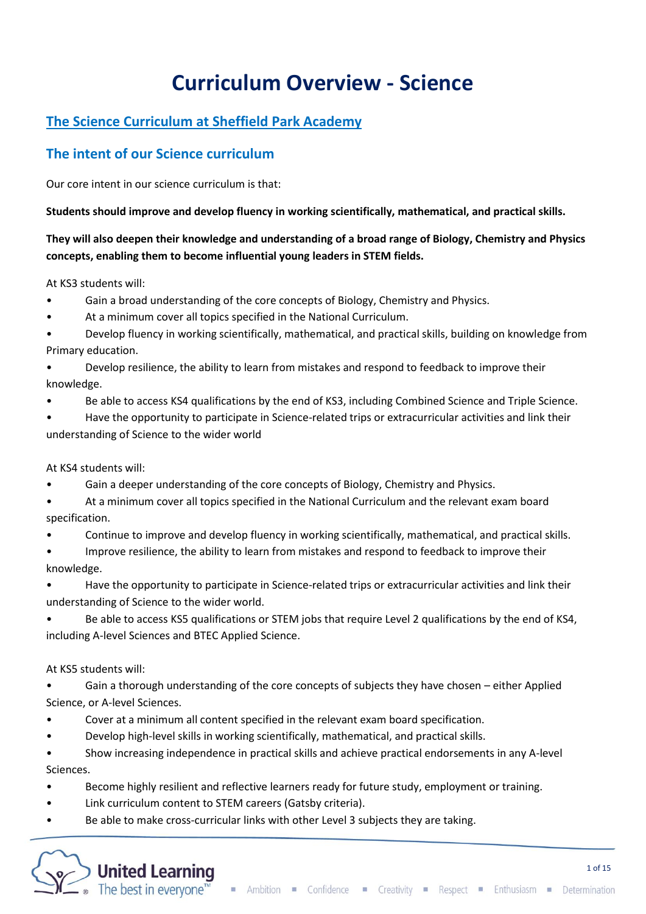# Curriculum Overview - Science

## The Science Curriculum at Sheffield Park Academy

## The intent of our Science curriculum

Our core intent in our science curriculum is that:

**Students should improve and develop fluency in working scientifically, mathematical, and practical skills.**

**They will also deepen their knowledge and understanding of a broad range of Biology, Chemistry and Physics concepts, enabling them to become influential young leaders in STEM fields.**

At KS3 students will:

- Gain a broad understanding of the core concepts of Biology, Chemistry and Physics.
- At a minimum cover all topics specified in the National Curriculum.
- Develop fluency in working scientifically, mathematical, and practical skills, building on knowledge from Primary education.
- Develop resilience, the ability to learn from mistakes and respond to feedback to improve their knowledge.
- Be able to access KS4 qualifications by the end of KS3, including Combined Science and Triple Science.
- Have the opportunity to participate in Science-related trips or extracurricular activities and link their understanding of Science to the wider world

At KS4 students will:

- Gain a deeper understanding of the core concepts of Biology, Chemistry and Physics.
- At a minimum cover all topics specified in the National Curriculum and the relevant exam board specification.
- Continue to improve and develop fluency in working scientifically, mathematical, and practical skills.
- Improve resilience, the ability to learn from mistakes and respond to feedback to improve their knowledge.
- Have the opportunity to participate in Science-related trips or extracurricular activities and link their understanding of Science to the wider world.
- Be able to access KS5 qualifications or STEM jobs that require Level 2 qualifications by the end of KS4, including A-level Sciences and BTEC Applied Science.

At KS5 students will:

- Gain a thorough understanding of the core concepts of subjects they have chosen – either Applied Science, or A-level Sciences.
- Cover at a minimum all content specified in the relevant exam board specification.
- Develop high-level skills in working scientifically, mathematical, and practical skills.
- Show increasing independence in practical skills and achieve practical endorsements in any A-level Sciences.
- Become highly resilient and reflective learners ready for future study, employment or training.
- Link curriculum content to STEM careers (Gatsby criteria).
- Be able to make cross-curricular links with other Level 3 subjects they are taking.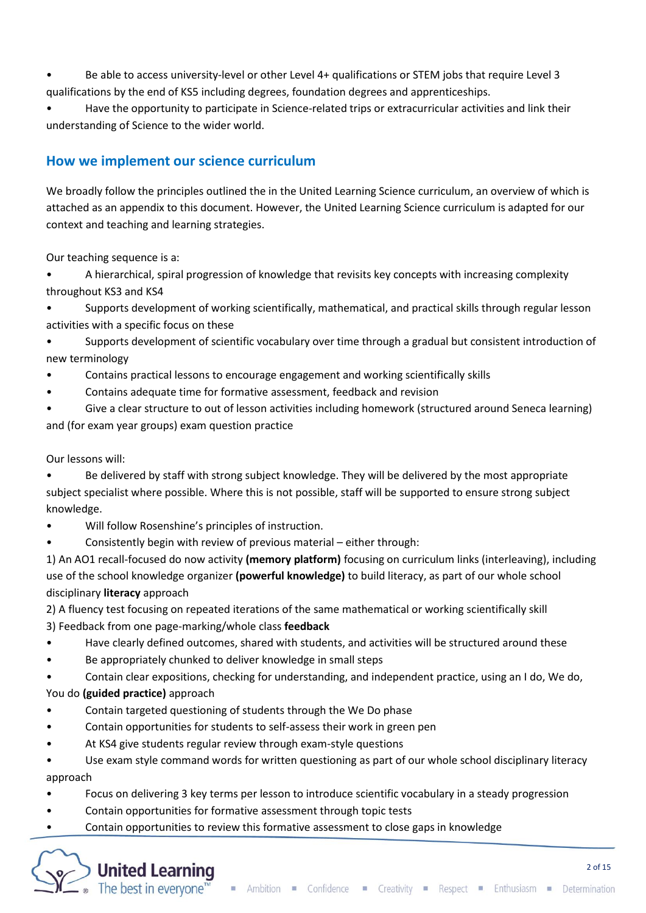- Be able to access university-level or other Level 4+ qualifications or STEM jobs that require Level 3 qualifications by the end of KS5 including degrees, foundation degrees and apprenticeships.
- Have the opportunity to participate in Science-related trips or extracurricular activities and link their understanding of Science to the wider world.

## How we implement our science curriculum

We broadly follow the principles outlined the in the United Learning Science curriculum, an overview of which is attached as an appendix to this document. However, the United Learning Science curriculum is adapted for our context and teaching and learning strategies.

Our teaching sequence is a:

- A hierarchical, spiral progression of knowledge that revisits key concepts with increasing complexity throughout KS3 and KS4
- Supports development of working scientifically, mathematical, and practical skills through regular lesson activities with a specific focus on these
- Supports development of scientific vocabulary over time through a gradual but consistent introduction of new terminology
- Contains practical lessons to encourage engagement and working scientifically skills
- Contains adequate time for formative assessment, feedback and revision
- Give a clear structure to out of lesson activities including homework (structured around Seneca learning) and (for exam year groups) exam question practice

Our lessons will:

- Be delivered by staff with strong subject knowledge. They will be delivered by the most appropriate subject specialist where possible. Where this is not possible, staff will be supported to ensure strong subject knowledge.
- Will follow Rosenshine's principles of instruction.
- Consistently begin with review of previous material – either through:

1) An AO1 recall-focused do now activity **(memory platform)** focusing on curriculum links (interleaving), including use of the school knowledge organizer **(powerful knowledge)** to build literacy, as part of our whole school disciplinary **literacy** approach
2) A fluency test focusing on repeated iterations of the same mathematical or working scientifically skill
3) Feedback from one page-marking/whole class **feedback**

- Have clearly defined outcomes, shared with students, and activities will be structured around these
- Be appropriately chunked to deliver knowledge in small steps
- Contain clear expositions, checking for understanding, and independent practice, using an I do, We do, You do **(guided practice)** approach
- Contain targeted questioning of students through the We Do phase
- Contain opportunities for students to self-assess their work in green pen
- At KS4 give students regular review through exam-style questions
- Use exam style command words for written questioning as part of our whole school disciplinary literacy approach
- Focus on delivering 3 key terms per lesson to introduce scientific vocabulary in a steady progression
- Contain opportunities for formative assessment through topic tests
- Contain opportunities to review this formative assessment to close gaps in knowledge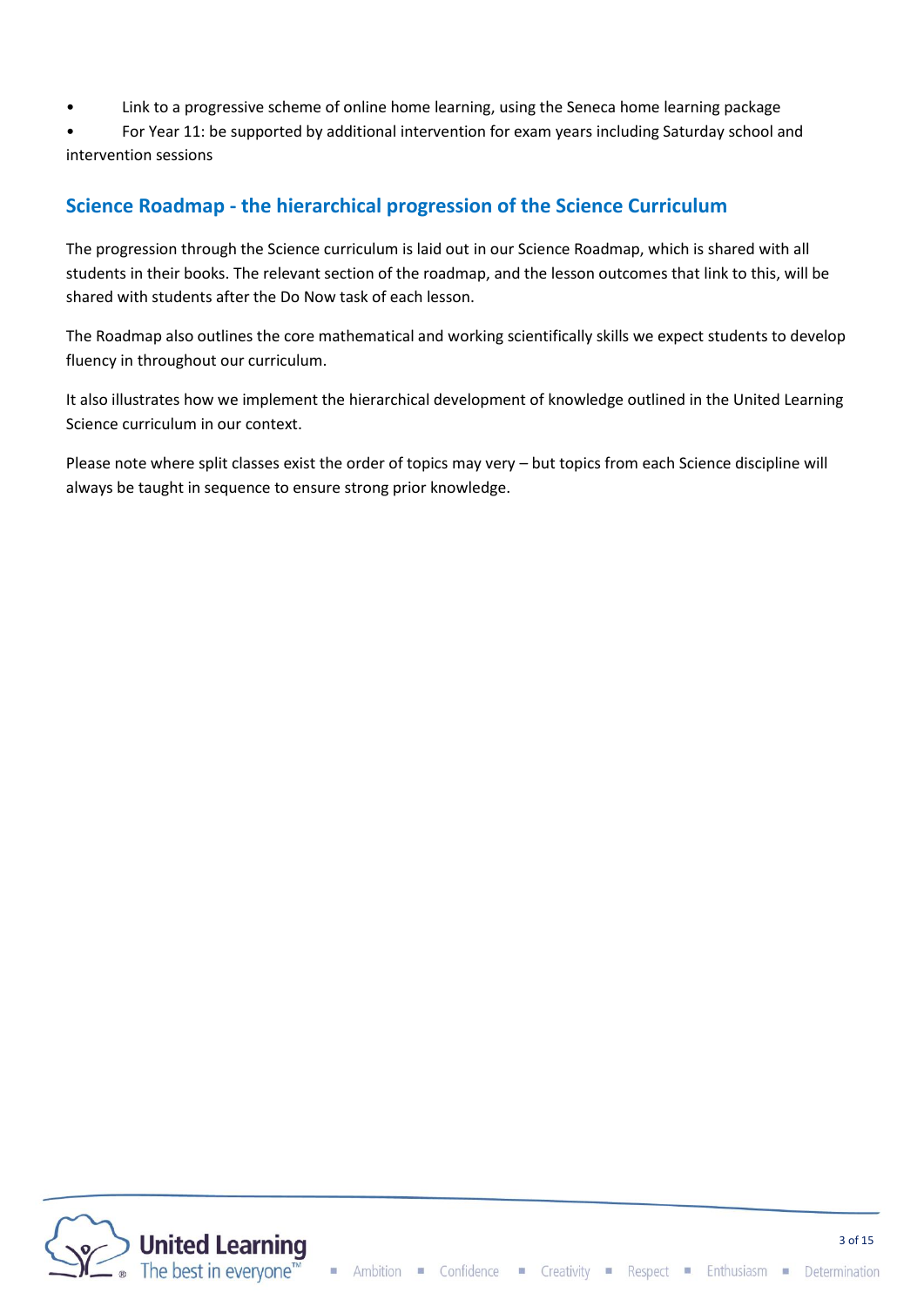- Link to a progressive scheme of online home learning, using the Seneca home learning package
- For Year 11: be supported by additional intervention for exam years including Saturday school and intervention sessions

## Science Roadmap - the hierarchical progression of the Science Curriculum

The progression through the Science curriculum is laid out in our Science Roadmap, which is shared with all students in their books. The relevant section of the roadmap, and the lesson outcomes that link to this, will be shared with students after the Do Now task of each lesson.

The Roadmap also outlines the core mathematical and working scientifically skills we expect students to develop fluency in throughout our curriculum.

It also illustrates how we implement the hierarchical development of knowledge outlined in the United Learning Science curriculum in our context.

Please note where split classes exist the order of topics may very – but topics from each Science discipline will always be taught in sequence to ensure strong prior knowledge.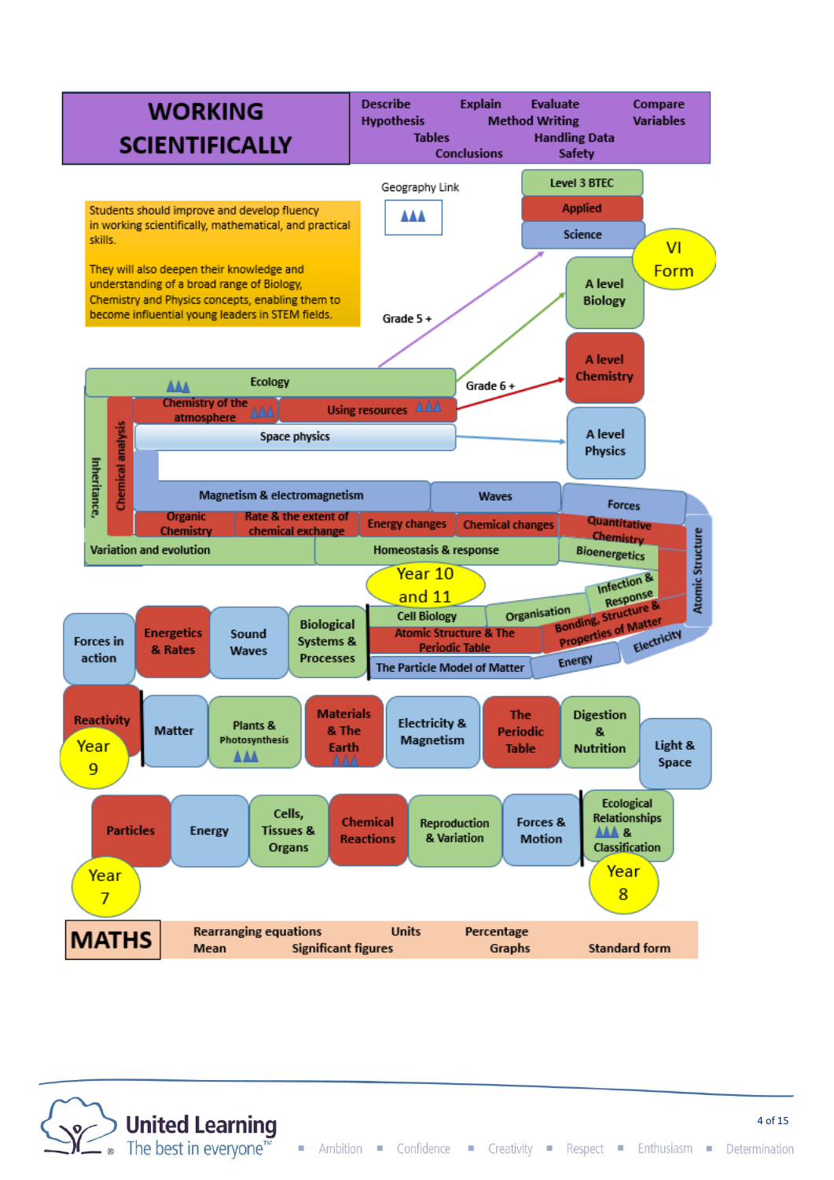# WORKING SCIENTIFICALLY

Describe · Explain · Evaluate · Compare · Hypothesis · Method Writing · Variables · Tables · Handling Data · Conclusions · Safety

Students should improve and develop fluency in working scientifically, mathematically, and practical skills.

They will also deepen their knowledge and understanding of a broad range of Biology, Chemistry and Physics concepts, enabling them to become influential young leaders in STEM fields.

Geography Link

## VI Form

- Level 3 BTEC Applied Science (Grade 5 +)
- A level Biology
- A level Chemistry (Grade 6 +)
- A level Physics

## Year 10 and 11

- Ecology
- Chemistry of the atmosphere
- Using resources
- Space physics
- Chemical analysis
- Inheritance, Variation and evolution
- Magnetism & electromagnetism
- Waves
- Forces
- Organic Chemistry
- Rate & the extent of chemical exchange
- Energy changes
- Chemical changes
- Quantitative Chemistry
- Homeostasis & response
- Bioenergetics
- Atomic Structure
- Infection & Response
- Cell Biology
- Organisation
- Bonding, Structure & Properties of Matter
- Atomic Structure & The Periodic Table
- The Particle Model of Matter
- Energy
- Electricity

## Year 9

- Forces in action
- Energetics & Rates
- Sound Waves
- Biological Systems & Processes
- Reactivity
- Matter
- Plants & Photosynthesis
- Materials & The Earth
- Electricity & Magnetism
- The Periodic Table
- Digestion & Nutrition
- Light & Space

## Year 7 and Year 8

- Particles
- Energy
- Cells, Tissues & Organs
- Chemical Reactions
- Reproduction & Variation
- Forces & Motion
- Ecological Relationships & Classification

# MATHS

Rearranging equations · Units · Percentage · Mean · Significant figures · Graphs · Standard form

Ambition · Confidence · Creativity · Respect · Enthusiasm · Determination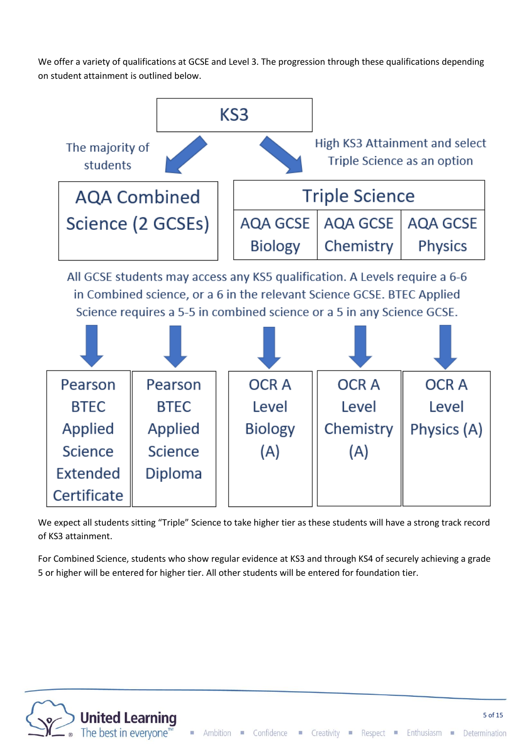We offer a variety of qualifications at GCSE and Level 3. The progression through these qualifications depending on student attainment is outlined below.

**KS3**

- The majority of students → **AQA Combined Science (2 GCSEs)**
- High KS3 Attainment and select Triple Science as an option → **Triple Science**: AQA GCSE Biology | AQA GCSE Chemistry | AQA GCSE Physics

All GCSE students may access any KS5 qualification. A Levels require a 6-6 in Combined science, or a 6 in the relevant Science GCSE. BTEC Applied Science requires a 5-5 in combined science or a 5 in any Science GCSE.

| Pearson BTEC Applied Science Extended Certificate | Pearson BTEC Applied Science Diploma | OCR A Level Biology (A) | OCR A Level Chemistry (A) | OCR A Level Physics (A) |
|---|---|---|---|---|

We expect all students sitting "Triple" Science to take higher tier as these students will have a strong track record of KS3 attainment.

For Combined Science, students who show regular evidence at KS3 and through KS4 of securely achieving a grade 5 or higher will be entered for higher tier. All other students will be entered for foundation tier.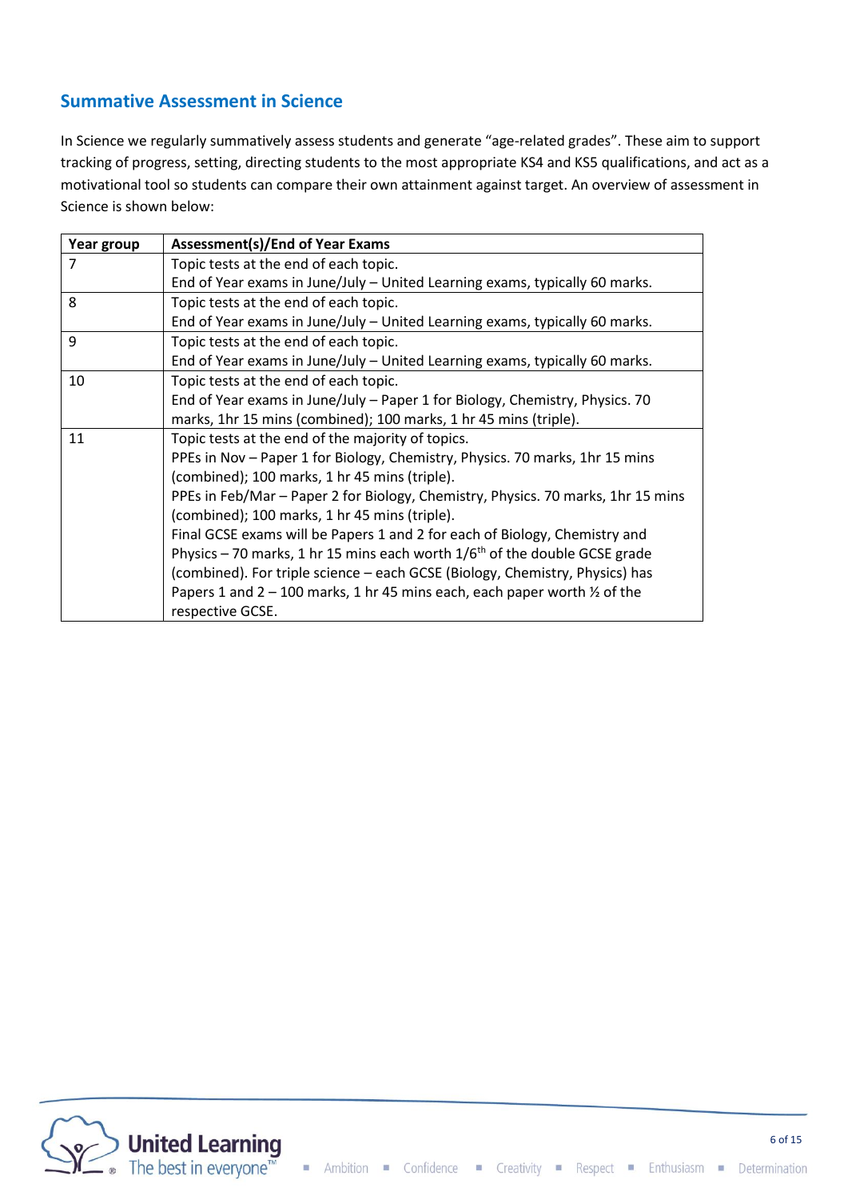## Summative Assessment in Science

In Science we regularly summatively assess students and generate "age-related grades". These aim to support tracking of progress, setting, directing students to the most appropriate KS4 and KS5 qualifications, and act as a motivational tool so students can compare their own attainment against target. An overview of assessment in Science is shown below:

| Year group | Assessment(s)/End of Year Exams |
|---|---|
| 7 | Topic tests at the end of each topic.<br>End of Year exams in June/July – United Learning exams, typically 60 marks. |
| 8 | Topic tests at the end of each topic.<br>End of Year exams in June/July – United Learning exams, typically 60 marks. |
| 9 | Topic tests at the end of each topic.<br>End of Year exams in June/July – United Learning exams, typically 60 marks. |
| 10 | Topic tests at the end of each topic.<br>End of Year exams in June/July – Paper 1 for Biology, Chemistry, Physics. 70 marks, 1hr 15 mins (combined); 100 marks, 1 hr 45 mins (triple). |
| 11 | Topic tests at the end of the majority of topics.<br>PPEs in Nov – Paper 1 for Biology, Chemistry, Physics. 70 marks, 1hr 15 mins (combined); 100 marks, 1 hr 45 mins (triple).<br>PPEs in Feb/Mar – Paper 2 for Biology, Chemistry, Physics. 70 marks, 1hr 15 mins (combined); 100 marks, 1 hr 45 mins (triple).<br>Final GCSE exams will be Papers 1 and 2 for each of Biology, Chemistry and Physics – 70 marks, 1 hr 15 mins each worth 1/6th of the double GCSE grade (combined). For triple science – each GCSE (Biology, Chemistry, Physics) has Papers 1 and 2 – 100 marks, 1 hr 45 mins each, each paper worth ½ of the respective GCSE. |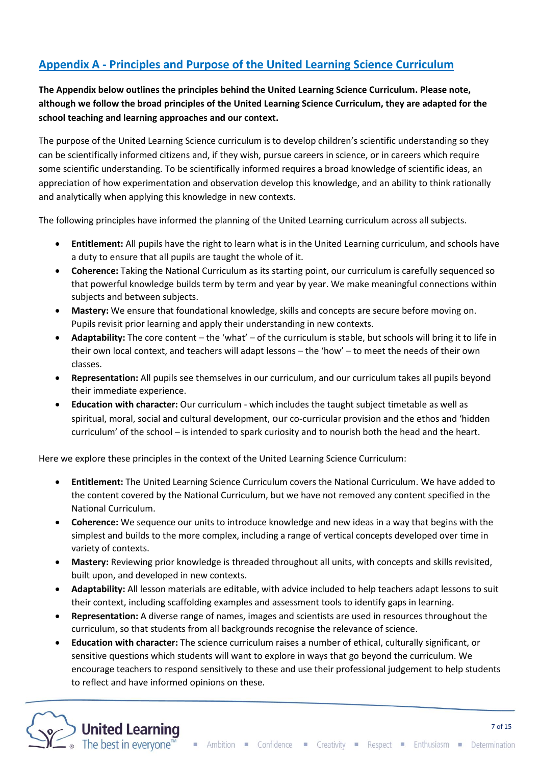## Appendix A - Principles and Purpose of the United Learning Science Curriculum

**The Appendix below outlines the principles behind the United Learning Science Curriculum. Please note, although we follow the broad principles of the United Learning Science Curriculum, they are adapted for the school teaching and learning approaches and our context.**

The purpose of the United Learning Science curriculum is to develop children's scientific understanding so they can be scientifically informed citizens and, if they wish, pursue careers in science, or in careers which require some scientific understanding. To be scientifically informed requires a broad knowledge of scientific ideas, an appreciation of how experimentation and observation develop this knowledge, and an ability to think rationally and analytically when applying this knowledge in new contexts.

The following principles have informed the planning of the United Learning curriculum across all subjects.

- **Entitlement:** All pupils have the right to learn what is in the United Learning curriculum, and schools have a duty to ensure that all pupils are taught the whole of it.
- **Coherence:** Taking the National Curriculum as its starting point, our curriculum is carefully sequenced so that powerful knowledge builds term by term and year by year. We make meaningful connections within subjects and between subjects.
- **Mastery:** We ensure that foundational knowledge, skills and concepts are secure before moving on. Pupils revisit prior learning and apply their understanding in new contexts.
- **Adaptability:** The core content – the 'what' – of the curriculum is stable, but schools will bring it to life in their own local context, and teachers will adapt lessons – the 'how' – to meet the needs of their own classes.
- **Representation:** All pupils see themselves in our curriculum, and our curriculum takes all pupils beyond their immediate experience.
- **Education with character:** Our curriculum - which includes the taught subject timetable as well as spiritual, moral, social and cultural development, our co-curricular provision and the ethos and 'hidden curriculum' of the school – is intended to spark curiosity and to nourish both the head and the heart.

Here we explore these principles in the context of the United Learning Science Curriculum:

- **Entitlement:** The United Learning Science Curriculum covers the National Curriculum. We have added to the content covered by the National Curriculum, but we have not removed any content specified in the National Curriculum.
- **Coherence:** We sequence our units to introduce knowledge and new ideas in a way that begins with the simplest and builds to the more complex, including a range of vertical concepts developed over time in variety of contexts.
- **Mastery:** Reviewing prior knowledge is threaded throughout all units, with concepts and skills revisited, built upon, and developed in new contexts.
- **Adaptability:** All lesson materials are editable, with advice included to help teachers adapt lessons to suit their context, including scaffolding examples and assessment tools to identify gaps in learning.
- **Representation:** A diverse range of names, images and scientists are used in resources throughout the curriculum, so that students from all backgrounds recognise the relevance of science.
- **Education with character:** The science curriculum raises a number of ethical, culturally significant, or sensitive questions which students will want to explore in ways that go beyond the curriculum. We encourage teachers to respond sensitively to these and use their professional judgement to help students to reflect and have informed opinions on these.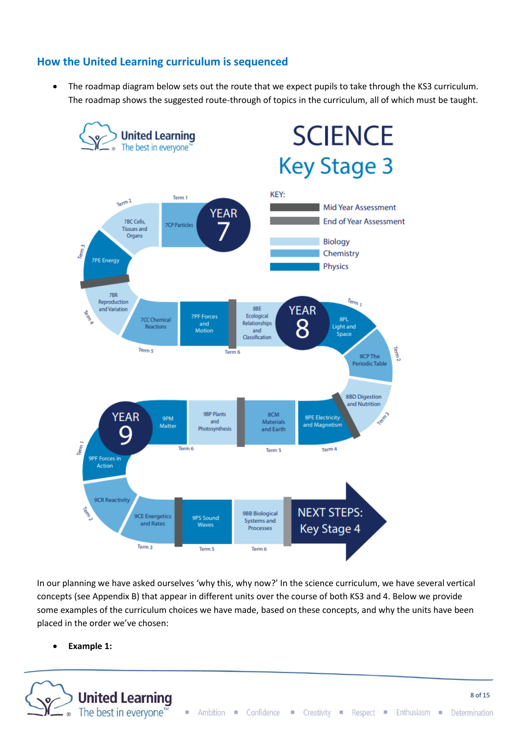## How the United Learning curriculum is sequenced

- The roadmap diagram below sets out the route that we expect pupils to take through the KS3 curriculum. The roadmap shows the suggested route-through of topics in the curriculum, all of which must be taught.

**United Learning** – The best in everyone™

# SCIENCE Key Stage 3

**KEY:**

- Mid Year Assessment
- End of Year Assessment
- Biology
- Chemistry
- Physics

**YEAR 7**

- Term 1: 7CP Particles
- Term 2: 7BC Cells, Tissues and Organs
- Term 3: 7PE Energy
- *(Mid Year Assessment)*
- Term 4: 7BR Reproduction and Variation
- Term 5: 7CC Chemical Reactions
- 7PF Forces and Motion
- *(End of Year Assessment)*
- Term 6: 8BE Ecological Relationships and Classification

**YEAR 8**

- Term 1: 8PL Light and Space
- Term 2: 8CP The Periodic Table
- Term 3: 8BD Digestion and Nutrition
- *(Mid Year Assessment)*
- Term 4: 8PE Electricity and Magnetism
- Term 5: 8CM Materials and Earth
- *(End of Year Assessment)*
- 9BP Plants and Photosynthesis
- Term 6: 9PM Matter

**YEAR 9**

- Term 1: 9PF Forces in Action
- Term 2: 9CR Reactivity
- Term 3: 9CE Energetics and Rates
- *(Mid Year Assessment)*
- Term 5: 9PS Sound Waves
- Term 6: 9BB Biological Systems and Processes
- *(End of Year Assessment)*

**NEXT STEPS: Key Stage 4**

In our planning we have asked ourselves 'why this, why now?' In the science curriculum, we have several vertical concepts (see Appendix B) that appear in different units over the course of both KS3 and 4. Below we provide some examples of the curriculum choices we have made, based on these concepts, and why the units have been placed in the order we've chosen:

- **Example 1:**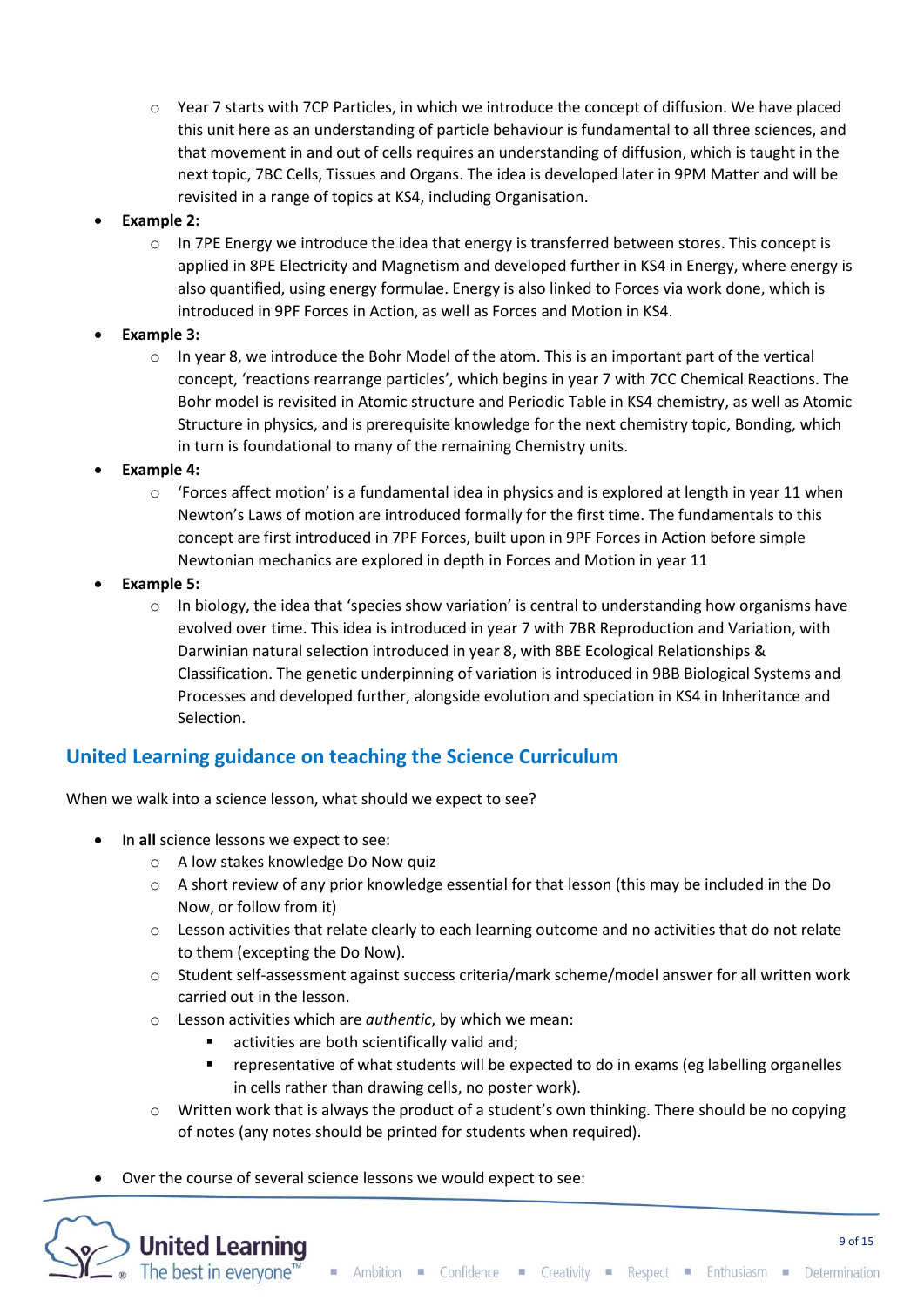- Year 7 starts with 7CP Particles, in which we introduce the concept of diffusion. We have placed this unit here as an understanding of particle behaviour is fundamental to all three sciences, and that movement in and out of cells requires an understanding of diffusion, which is taught in the next topic, 7BC Cells, Tissues and Organs. The idea is developed later in 9PM Matter and will be revisited in a range of topics at KS4, including Organisation.
- **Example 2:**
  - In 7PE Energy we introduce the idea that energy is transferred between stores. This concept is applied in 8PE Electricity and Magnetism and developed further in KS4 in Energy, where energy is also quantified, using energy formulae. Energy is also linked to Forces via work done, which is introduced in 9PF Forces in Action, as well as Forces and Motion in KS4.
- **Example 3:**
  - In year 8, we introduce the Bohr Model of the atom. This is an important part of the vertical concept, 'reactions rearrange particles', which begins in year 7 with 7CC Chemical Reactions. The Bohr model is revisited in Atomic structure and Periodic Table in KS4 chemistry, as well as Atomic Structure in physics, and is prerequisite knowledge for the next chemistry topic, Bonding, which in turn is foundational to many of the remaining Chemistry units.
- **Example 4:**
  - 'Forces affect motion' is a fundamental idea in physics and is explored at length in year 11 when Newton's Laws of motion are introduced formally for the first time. The fundamentals to this concept are first introduced in 7PF Forces, built upon in 9PF Forces in Action before simple Newtonian mechanics are explored in depth in Forces and Motion in year 11
- **Example 5:**
  - In biology, the idea that 'species show variation' is central to understanding how organisms have evolved over time. This idea is introduced in year 7 with 7BR Reproduction and Variation, with Darwinian natural selection introduced in year 8, with 8BE Ecological Relationships & Classification. The genetic underpinning of variation is introduced in 9BB Biological Systems and Processes and developed further, alongside evolution and speciation in KS4 in Inheritance and Selection.

## United Learning guidance on teaching the Science Curriculum

When we walk into a science lesson, what should we expect to see?

- In **all** science lessons we expect to see:
  - A low stakes knowledge Do Now quiz
  - A short review of any prior knowledge essential for that lesson (this may be included in the Do Now, or follow from it)
  - Lesson activities that relate clearly to each learning outcome and no activities that do not relate to them (excepting the Do Now).
  - Student self-assessment against success criteria/mark scheme/model answer for all written work carried out in the lesson.
  - Lesson activities which are *authentic*, by which we mean:
    - activities are both scientifically valid and;
    - representative of what students will be expected to do in exams (eg labelling organelles in cells rather than drawing cells, no poster work).
  - Written work that is always the product of a student's own thinking. There should be no copying of notes (any notes should be printed for students when required).

- Over the course of several science lessons we would expect to see: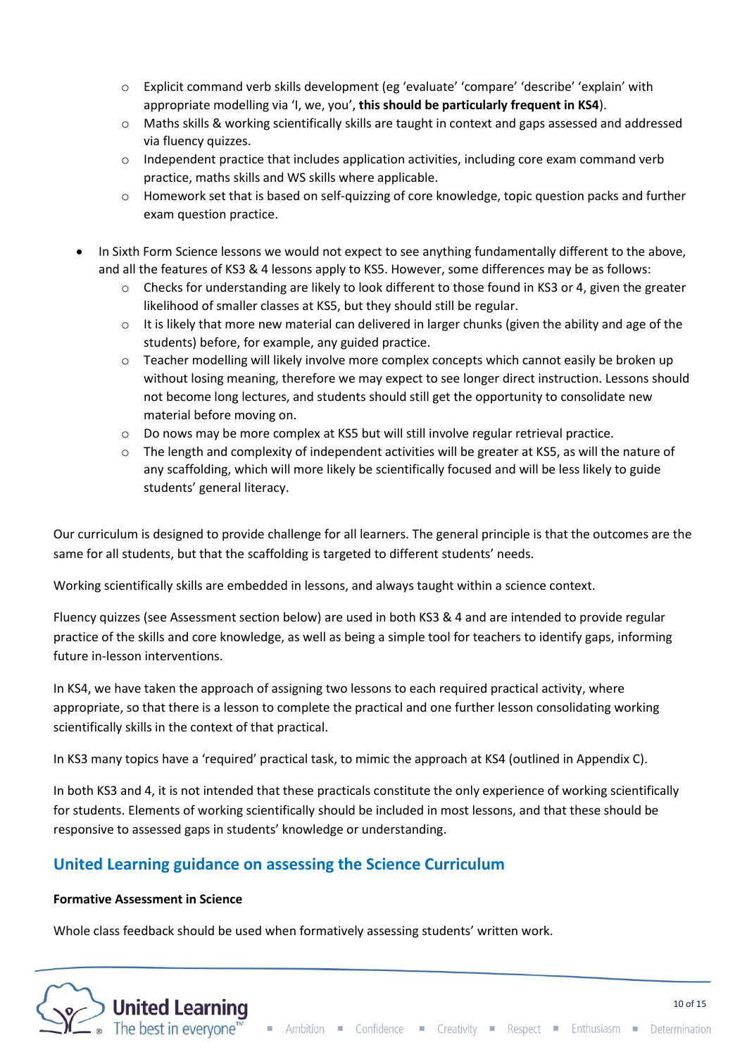- Explicit command verb skills development (eg 'evaluate' 'compare' 'describe' 'explain' with appropriate modelling via 'I, we, you', **this should be particularly frequent in KS4**).
    - Maths skills & working scientifically skills are taught in context and gaps assessed and addressed via fluency quizzes.
    - Independent practice that includes application activities, including core exam command verb practice, maths skills and WS skills where applicable.
    - Homework set that is based on self-quizzing of core knowledge, topic question packs and further exam question practice.

- In Sixth Form Science lessons we would not expect to see anything fundamentally different to the above, and all the features of KS3 & 4 lessons apply to KS5. However, some differences may be as follows:
    - Checks for understanding are likely to look different to those found in KS3 or 4, given the greater likelihood of smaller classes at KS5, but they should still be regular.
    - It is likely that more new material can delivered in larger chunks (given the ability and age of the students) before, for example, any guided practice.
    - Teacher modelling will likely involve more complex concepts which cannot easily be broken up without losing meaning, therefore we may expect to see longer direct instruction. Lessons should not become long lectures, and students should still get the opportunity to consolidate new material before moving on.
    - Do nows may be more complex at KS5 but will still involve regular retrieval practice.
    - The length and complexity of independent activities will be greater at KS5, as will the nature of any scaffolding, which will more likely be scientifically focused and will be less likely to guide students' general literacy.

Our curriculum is designed to provide challenge for all learners. The general principle is that the outcomes are the same for all students, but that the scaffolding is targeted to different students' needs.

Working scientifically skills are embedded in lessons, and always taught within a science context.

Fluency quizzes (see Assessment section below) are used in both KS3 & 4 and are intended to provide regular practice of the skills and core knowledge, as well as being a simple tool for teachers to identify gaps, informing future in-lesson interventions.

In KS4, we have taken the approach of assigning two lessons to each required practical activity, where appropriate, so that there is a lesson to complete the practical and one further lesson consolidating working scientifically skills in the context of that practical.

In KS3 many topics have a 'required' practical task, to mimic the approach at KS4 (outlined in Appendix C).

In both KS3 and 4, it is not intended that these practicals constitute the only experience of working scientifically for students. Elements of working scientifically should be included in most lessons, and that these should be responsive to assessed gaps in students' knowledge or understanding.

## United Learning guidance on assessing the Science Curriculum

**Formative Assessment in Science**

Whole class feedback should be used when formatively assessing students' written work.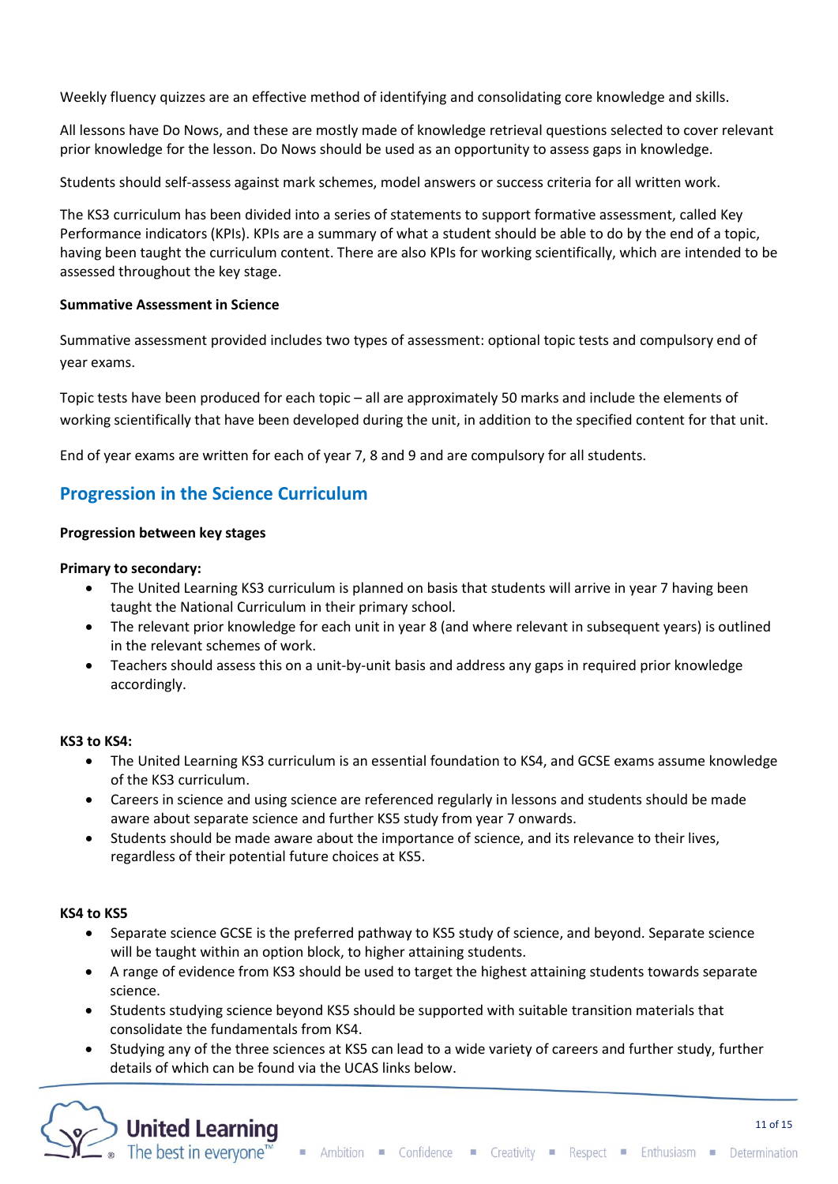Weekly fluency quizzes are an effective method of identifying and consolidating core knowledge and skills.

All lessons have Do Nows, and these are mostly made of knowledge retrieval questions selected to cover relevant prior knowledge for the lesson. Do Nows should be used as an opportunity to assess gaps in knowledge.

Students should self-assess against mark schemes, model answers or success criteria for all written work.

The KS3 curriculum has been divided into a series of statements to support formative assessment, called Key Performance indicators (KPIs). KPIs are a summary of what a student should be able to do by the end of a topic, having been taught the curriculum content. There are also KPIs for working scientifically, which are intended to be assessed throughout the key stage.

**Summative Assessment in Science**

Summative assessment provided includes two types of assessment: optional topic tests and compulsory end of year exams.

Topic tests have been produced for each topic – all are approximately 50 marks and include the elements of working scientifically that have been developed during the unit, in addition to the specified content for that unit.

End of year exams are written for each of year 7, 8 and 9 and are compulsory for all students.

## Progression in the Science Curriculum

**Progression between key stages**

**Primary to secondary:**

- The United Learning KS3 curriculum is planned on basis that students will arrive in year 7 having been taught the National Curriculum in their primary school.
- The relevant prior knowledge for each unit in year 8 (and where relevant in subsequent years) is outlined in the relevant schemes of work.
- Teachers should assess this on a unit-by-unit basis and address any gaps in required prior knowledge accordingly.

**KS3 to KS4:**

- The United Learning KS3 curriculum is an essential foundation to KS4, and GCSE exams assume knowledge of the KS3 curriculum.
- Careers in science and using science are referenced regularly in lessons and students should be made aware about separate science and further KS5 study from year 7 onwards.
- Students should be made aware about the importance of science, and its relevance to their lives, regardless of their potential future choices at KS5.

**KS4 to KS5**

- Separate science GCSE is the preferred pathway to KS5 study of science, and beyond. Separate science will be taught within an option block, to higher attaining students.
- A range of evidence from KS3 should be used to target the highest attaining students towards separate science.
- Students studying science beyond KS5 should be supported with suitable transition materials that consolidate the fundamentals from KS4.
- Studying any of the three sciences at KS5 can lead to a wide variety of careers and further study, further details of which can be found via the UCAS links below.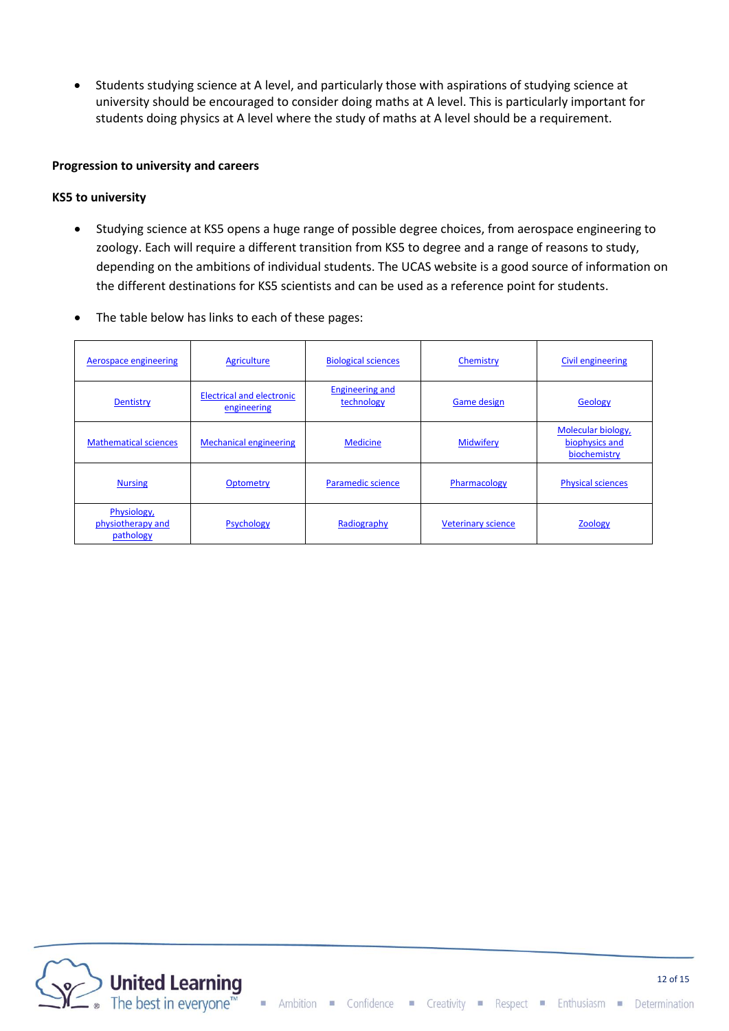- Students studying science at A level, and particularly those with aspirations of studying science at university should be encouraged to consider doing maths at A level. This is particularly important for students doing physics at A level where the study of maths at A level should be a requirement.

**Progression to university and careers**

**KS5 to university**

- Studying science at KS5 opens a huge range of possible degree choices, from aerospace engineering to zoology. Each will require a different transition from KS5 to degree and a range of reasons to study, depending on the ambitions of individual students. The UCAS website is a good source of information on the different destinations for KS5 scientists and can be used as a reference point for students.

- The table below has links to each of these pages:

| | | | | |
|---|---|---|---|---|
| Aerospace engineering | Agriculture | Biological sciences | Chemistry | Civil engineering |
| Dentistry | Electrical and electronic engineering | Engineering and technology | Game design | Geology |
| Mathematical sciences | Mechanical engineering | Medicine | Midwifery | Molecular biology, biophysics and biochemistry |
| Nursing | Optometry | Paramedic science | Pharmacology | Physical sciences |
| Physiology, physiotherapy and pathology | Psychology | Radiography | Veterinary science | Zoology |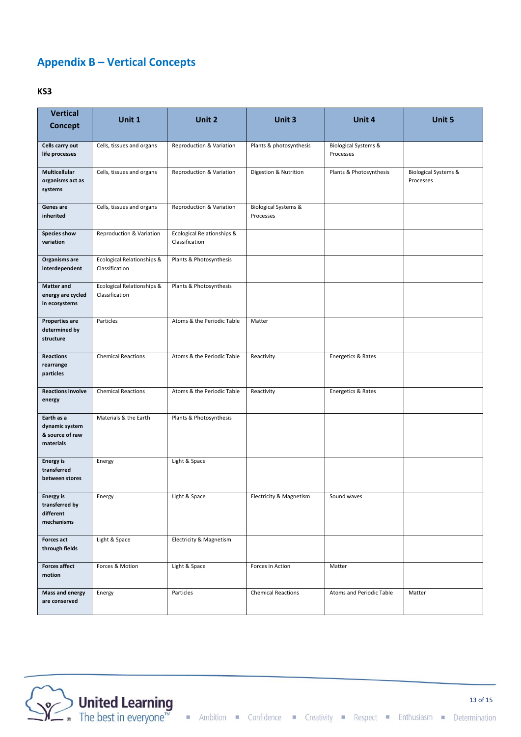## Appendix B – Vertical Concepts

### KS3

| Vertical Concept | Unit 1 | Unit 2 | Unit 3 | Unit 4 | Unit 5 |
|---|---|---|---|---|---|
| **Cells carry out life processes** | Cells, tissues and organs | Reproduction & Variation | Plants & photosynthesis | Biological Systems & Processes | |
| **Multicellular organisms act as systems** | Cells, tissues and organs | Reproduction & Variation | Digestion & Nutrition | Plants & Photosynthesis | Biological Systems & Processes |
| **Genes are inherited** | Cells, tissues and organs | Reproduction & Variation | Biological Systems & Processes | | |
| **Species show variation** | Reproduction & Variation | Ecological Relationships & Classification | | | |
| **Organisms are interdependent** | Ecological Relationships & Classification | Plants & Photosynthesis | | | |
| **Matter and energy are cycled in ecosystems** | Ecological Relationships & Classification | Plants & Photosynthesis | | | |
| **Properties are determined by structure** | Particles | Atoms & the Periodic Table | Matter | | |
| **Reactions rearrange particles** | Chemical Reactions | Atoms & the Periodic Table | Reactivity | Energetics & Rates | |
| **Reactions involve energy** | Chemical Reactions | Atoms & the Periodic Table | Reactivity | Energetics & Rates | |
| **Earth as a dynamic system & source of raw materials** | Materials & the Earth | Plants & Photosynthesis | | | |
| **Energy is transferred between stores** | Energy | Light & Space | | | |
| **Energy is transferred by different mechanisms** | Energy | Light & Space | Electricity & Magnetism | Sound waves | |
| **Forces act through fields** | Light & Space | Electricity & Magnetism | | | |
| **Forces affect motion** | Forces & Motion | Light & Space | Forces in Action | Matter | |
| **Mass and energy are conserved** | Energy | Particles | Chemical Reactions | Atoms and Periodic Table | Matter |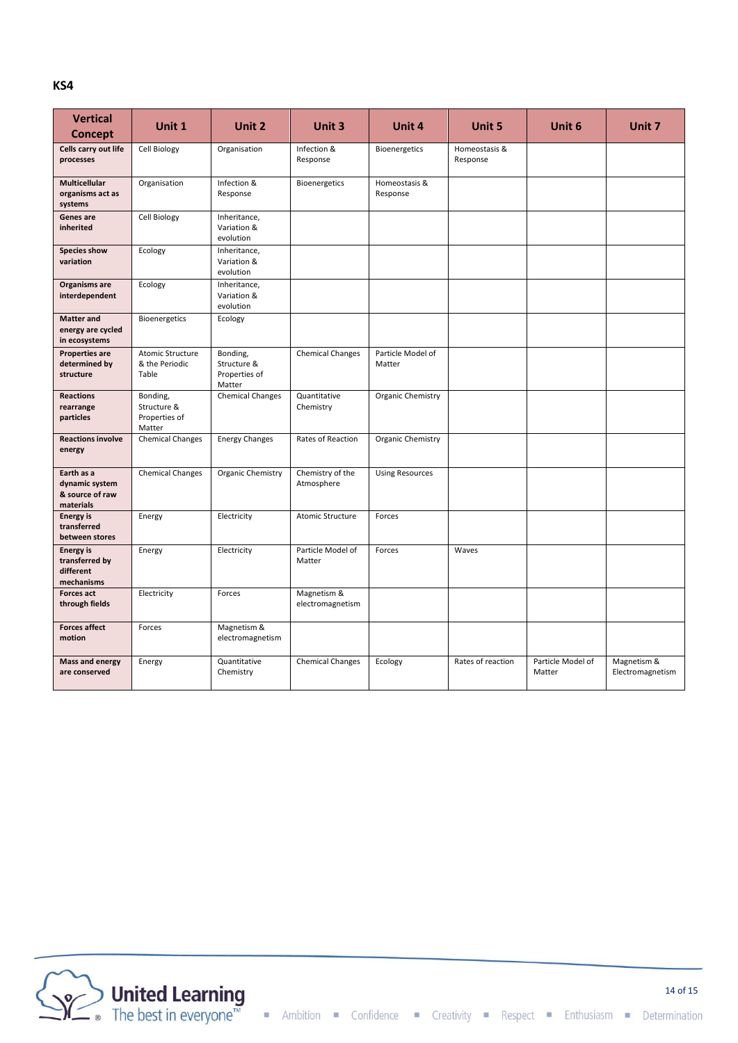**KS4**

| Vertical Concept | Unit 1 | Unit 2 | Unit 3 | Unit 4 | Unit 5 | Unit 6 | Unit 7 |
|---|---|---|---|---|---|---|---|
| **Cells carry out life processes** | Cell Biology | Organisation | Infection & Response | Bioenergetics | Homeostasis & Response | | |
| **Multicellular organisms act as systems** | Organisation | Infection & Response | Bioenergetics | Homeostasis & Response | | | |
| **Genes are inherited** | Cell Biology | Inheritance, Variation & evolution | | | | | |
| **Species show variation** | Ecology | Inheritance, Variation & evolution | | | | | |
| **Organisms are interdependent** | Ecology | Inheritance, Variation & evolution | | | | | |
| **Matter and energy are cycled in ecosystems** | Bioenergetics | Ecology | | | | | |
| **Properties are determined by structure** | Atomic Structure & the Periodic Table | Bonding, Structure & Properties of Matter | Chemical Changes | Particle Model of Matter | | | |
| **Reactions rearrange particles** | Bonding, Structure & Properties of Matter | Chemical Changes | Quantitative Chemistry | Organic Chemistry | | | |
| **Reactions involve energy** | Chemical Changes | Energy Changes | Rates of Reaction | Organic Chemistry | | | |
| **Earth as a dynamic system & source of raw materials** | Chemical Changes | Organic Chemistry | Chemistry of the Atmosphere | Using Resources | | | |
| **Energy is transferred between stores** | Energy | Electricity | Atomic Structure | Forces | | | |
| **Energy is transferred by different mechanisms** | Energy | Electricity | Particle Model of Matter | Forces | Waves | | |
| **Forces act through fields** | Electricity | Forces | Magnetism & electromagnetism | | | | |
| **Forces affect motion** | Forces | Magnetism & electromagnetism | | | | | |
| **Mass and energy are conserved** | Energy | Quantitative Chemistry | Chemical Changes | Ecology | Rates of reaction | Particle Model of Matter | Magnetism & Electromagnetism |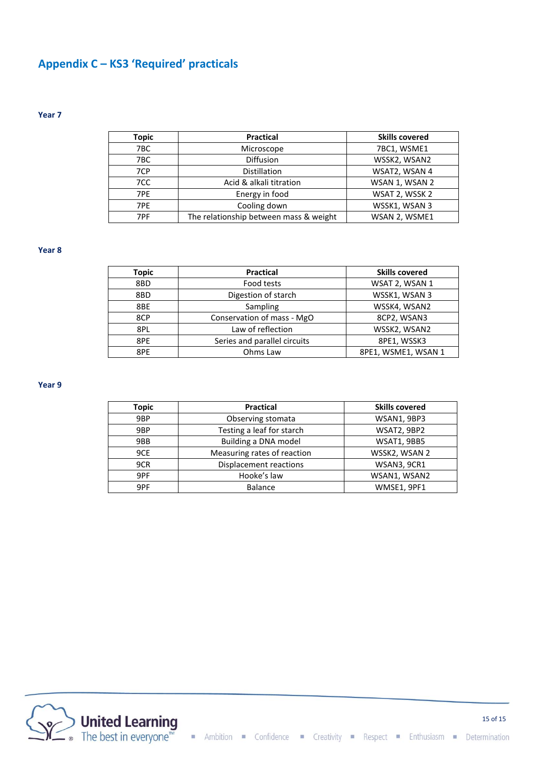## Appendix C – KS3 'Required' practicals

### Year 7

| Topic | Practical | Skills covered |
|---|---|---|
| 7BC | Microscope | 7BC1, WSME1 |
| 7BC | Diffusion | WSSK2, WSAN2 |
| 7CP | Distillation | WSAT2, WSAN 4 |
| 7CC | Acid & alkali titration | WSAN 1, WSAN 2 |
| 7PE | Energy in food | WSAT 2, WSSK 2 |
| 7PE | Cooling down | WSSK1, WSAN 3 |
| 7PF | The relationship between mass & weight | WSAN 2, WSME1 |

### Year 8

| Topic | Practical | Skills covered |
|---|---|---|
| 8BD | Food tests | WSAT 2, WSAN 1 |
| 8BD | Digestion of starch | WSSK1, WSAN 3 |
| 8BE | Sampling | WSSK4, WSAN2 |
| 8CP | Conservation of mass - MgO | 8CP2, WSAN3 |
| 8PL | Law of reflection | WSSK2, WSAN2 |
| 8PE | Series and parallel circuits | 8PE1, WSSK3 |
| 8PE | Ohms Law | 8PE1, WSME1, WSAN 1 |

### Year 9

| Topic | Practical | Skills covered |
|---|---|---|
| 9BP | Observing stomata | WSAN1, 9BP3 |
| 9BP | Testing a leaf for starch | WSAT2, 9BP2 |
| 9BB | Building a DNA model | WSAT1, 9BB5 |
| 9CE | Measuring rates of reaction | WSSK2, WSAN 2 |
| 9CR | Displacement reactions | WSAN3, 9CR1 |
| 9PF | Hooke's law | WSAN1, WSAN2 |
| 9PF | Balance | WMSE1, 9PF1 |